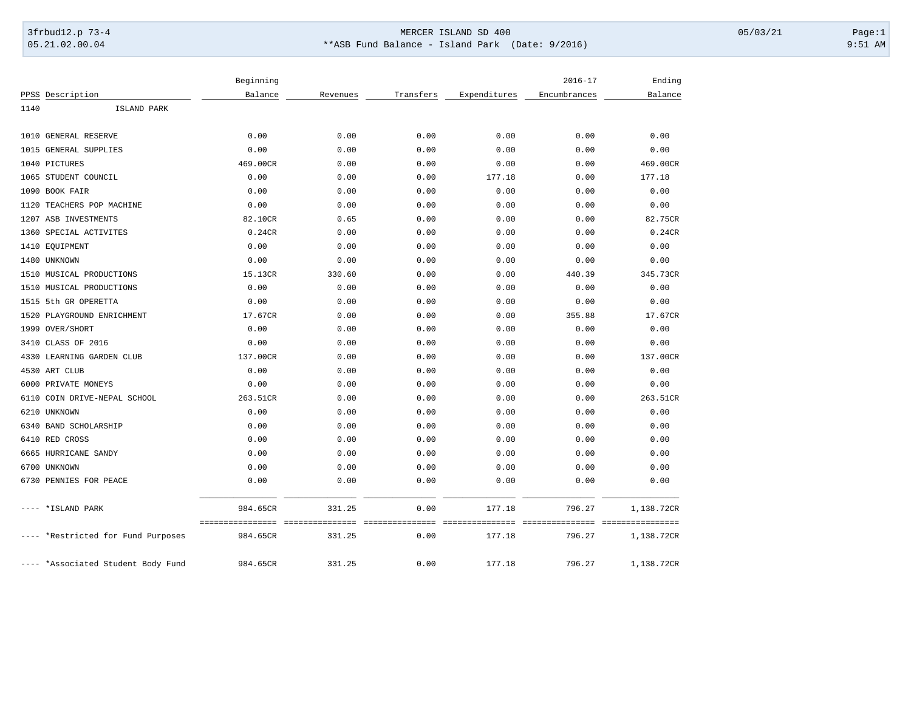**MERCER ISLAND SD 400**

****ASB Fund Balance - Island Park (Date: 9/2016)**

3frbud12.p 73-4 — 05.21.02.00.04 — 05/03/21 — 9:51 AM

| PPSS | Description | Beginning Balance | Revenues | Transfers | Expenditures | 2016-17 Encumbrances | Ending Balance |
|---|---|---|---|---|---|---|---|
| 1140 | ISLAND PARK | | | | | | |
| 1010 | GENERAL RESERVE | 0.00 | 0.00 | 0.00 | 0.00 | 0.00 | 0.00 |
| 1015 | GENERAL SUPPLIES | 0.00 | 0.00 | 0.00 | 0.00 | 0.00 | 0.00 |
| 1040 | PICTURES | 469.00CR | 0.00 | 0.00 | 0.00 | 0.00 | 469.00CR |
| 1065 | STUDENT COUNCIL | 0.00 | 0.00 | 0.00 | 177.18 | 0.00 | 177.18 |
| 1090 | BOOK FAIR | 0.00 | 0.00 | 0.00 | 0.00 | 0.00 | 0.00 |
| 1120 | TEACHERS POP MACHINE | 0.00 | 0.00 | 0.00 | 0.00 | 0.00 | 0.00 |
| 1207 | ASB INVESTMENTS | 82.10CR | 0.65 | 0.00 | 0.00 | 0.00 | 82.75CR |
| 1360 | SPECIAL ACTIVITES | 0.24CR | 0.00 | 0.00 | 0.00 | 0.00 | 0.24CR |
| 1410 | EQUIPMENT | 0.00 | 0.00 | 0.00 | 0.00 | 0.00 | 0.00 |
| 1480 | UNKNOWN | 0.00 | 0.00 | 0.00 | 0.00 | 0.00 | 0.00 |
| 1510 | MUSICAL PRODUCTIONS | 15.13CR | 330.60 | 0.00 | 0.00 | 440.39 | 345.73CR |
| 1510 | MUSICAL PRODUCTIONS | 0.00 | 0.00 | 0.00 | 0.00 | 0.00 | 0.00 |
| 1515 | 5th GR OPERETTA | 0.00 | 0.00 | 0.00 | 0.00 | 0.00 | 0.00 |
| 1520 | PLAYGROUND ENRICHMENT | 17.67CR | 0.00 | 0.00 | 0.00 | 355.88 | 17.67CR |
| 1999 | OVER/SHORT | 0.00 | 0.00 | 0.00 | 0.00 | 0.00 | 0.00 |
| 3410 | CLASS OF 2016 | 0.00 | 0.00 | 0.00 | 0.00 | 0.00 | 0.00 |
| 4330 | LEARNING GARDEN CLUB | 137.00CR | 0.00 | 0.00 | 0.00 | 0.00 | 137.00CR |
| 4530 | ART CLUB | 0.00 | 0.00 | 0.00 | 0.00 | 0.00 | 0.00 |
| 6000 | PRIVATE MONEYS | 0.00 | 0.00 | 0.00 | 0.00 | 0.00 | 0.00 |
| 6110 | COIN DRIVE-NEPAL SCHOOL | 263.51CR | 0.00 | 0.00 | 0.00 | 0.00 | 263.51CR |
| 6210 | UNKNOWN | 0.00 | 0.00 | 0.00 | 0.00 | 0.00 | 0.00 |
| 6340 | BAND SCHOLARSHIP | 0.00 | 0.00 | 0.00 | 0.00 | 0.00 | 0.00 |
| 6410 | RED CROSS | 0.00 | 0.00 | 0.00 | 0.00 | 0.00 | 0.00 |
| 6665 | HURRICANE SANDY | 0.00 | 0.00 | 0.00 | 0.00 | 0.00 | 0.00 |
| 6700 | UNKNOWN | 0.00 | 0.00 | 0.00 | 0.00 | 0.00 | 0.00 |
| 6730 | PENNIES FOR PEACE | 0.00 | 0.00 | 0.00 | 0.00 | 0.00 | 0.00 |
| ---- | *ISLAND PARK | 984.65CR | 331.25 | 0.00 | 177.18 | 796.27 | 1,138.72CR |
| ---- | *Restricted for Fund Purposes | 984.65CR | 331.25 | 0.00 | 177.18 | 796.27 | 1,138.72CR |
| ---- | *Associated Student Body Fund | 984.65CR | 331.25 | 0.00 | 177.18 | 796.27 | 1,138.72CR |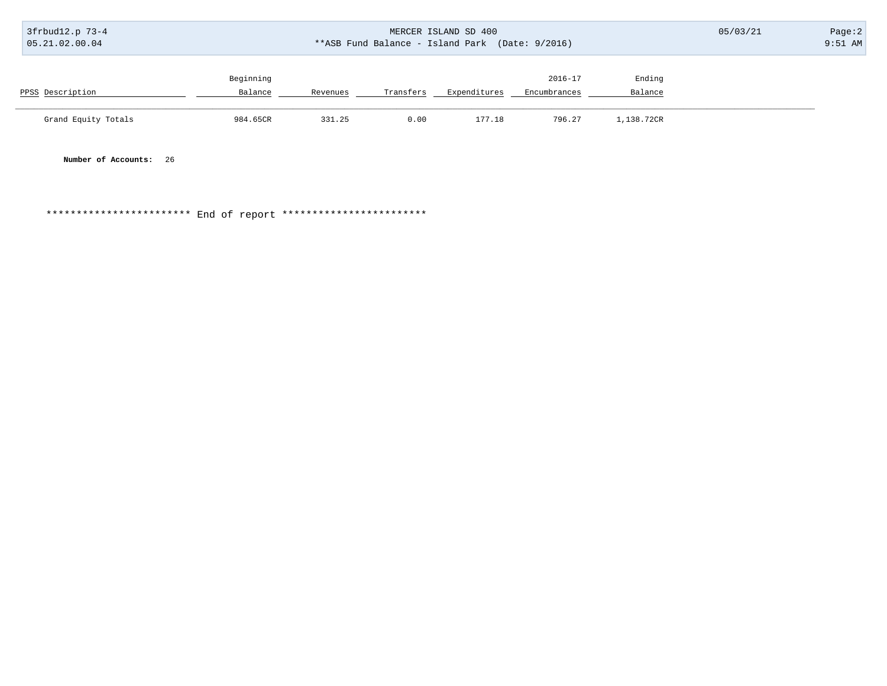| PPSS | Description | Beginning Balance | Revenues | Transfers | Expenditures | 2016-17 Encumbrances | Ending Balance |
|---|---|---|---|---|---|---|---|
| | Grand Equity Totals | 984.65CR | 331.25 | 0.00 | 177.18 | 796.27 | 1,138.72CR |

**Number of Accounts:** 26

************************ End of report ************************